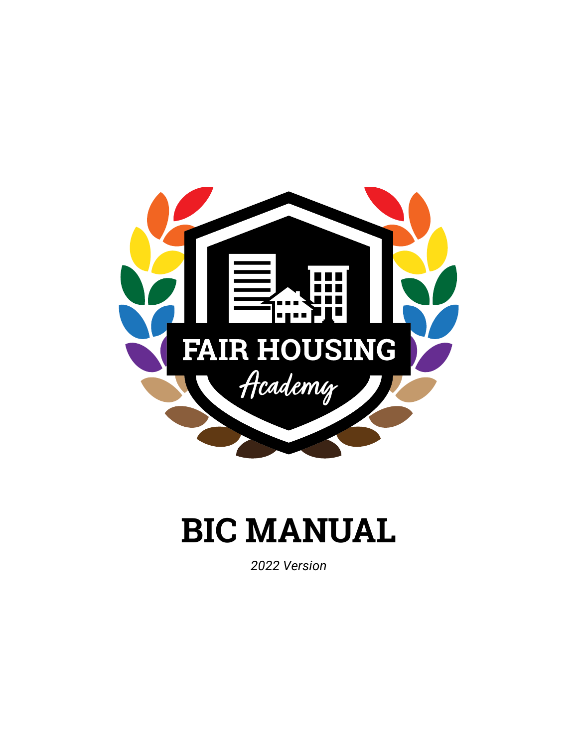FAIR HOUSING

*Academy*

# BIC MANUAL

*2022 Version*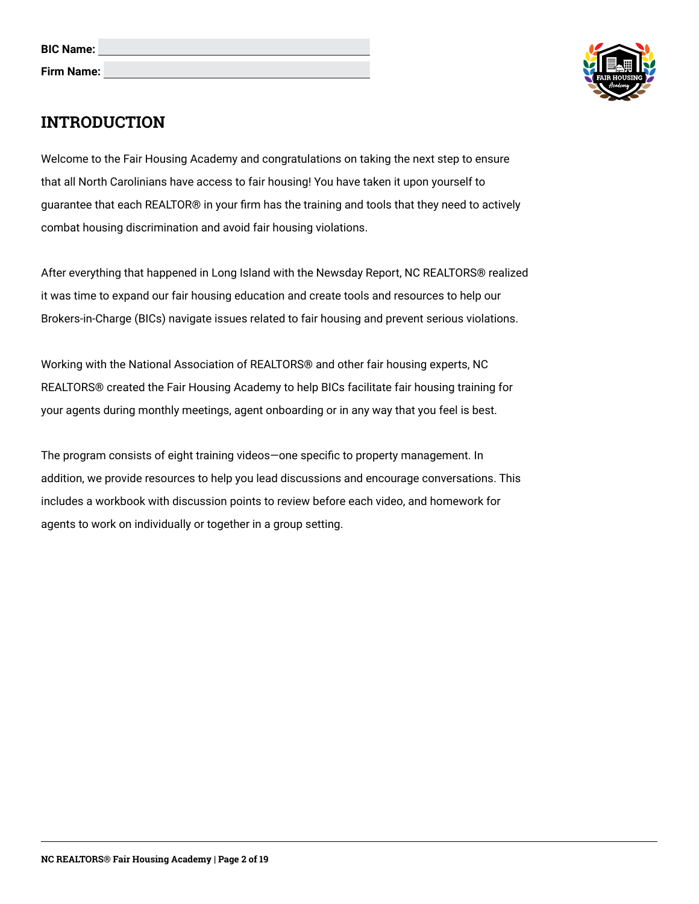**BIC Name:**

**Firm Name:**

## INTRODUCTION

Welcome to the Fair Housing Academy and congratulations on taking the next step to ensure that all North Carolinians have access to fair housing! You have taken it upon yourself to guarantee that each REALTOR® in your firm has the training and tools that they need to actively combat housing discrimination and avoid fair housing violations.

After everything that happened in Long Island with the Newsday Report, NC REALTORS® realized it was time to expand our fair housing education and create tools and resources to help our Brokers-in-Charge (BICs) navigate issues related to fair housing and prevent serious violations.

Working with the National Association of REALTORS® and other fair housing experts, NC REALTORS® created the Fair Housing Academy to help BICs facilitate fair housing training for your agents during monthly meetings, agent onboarding or in any way that you feel is best.

The program consists of eight training videos—one specific to property management. In addition, we provide resources to help you lead discussions and encourage conversations. This includes a workbook with discussion points to review before each video, and homework for agents to work on individually or together in a group setting.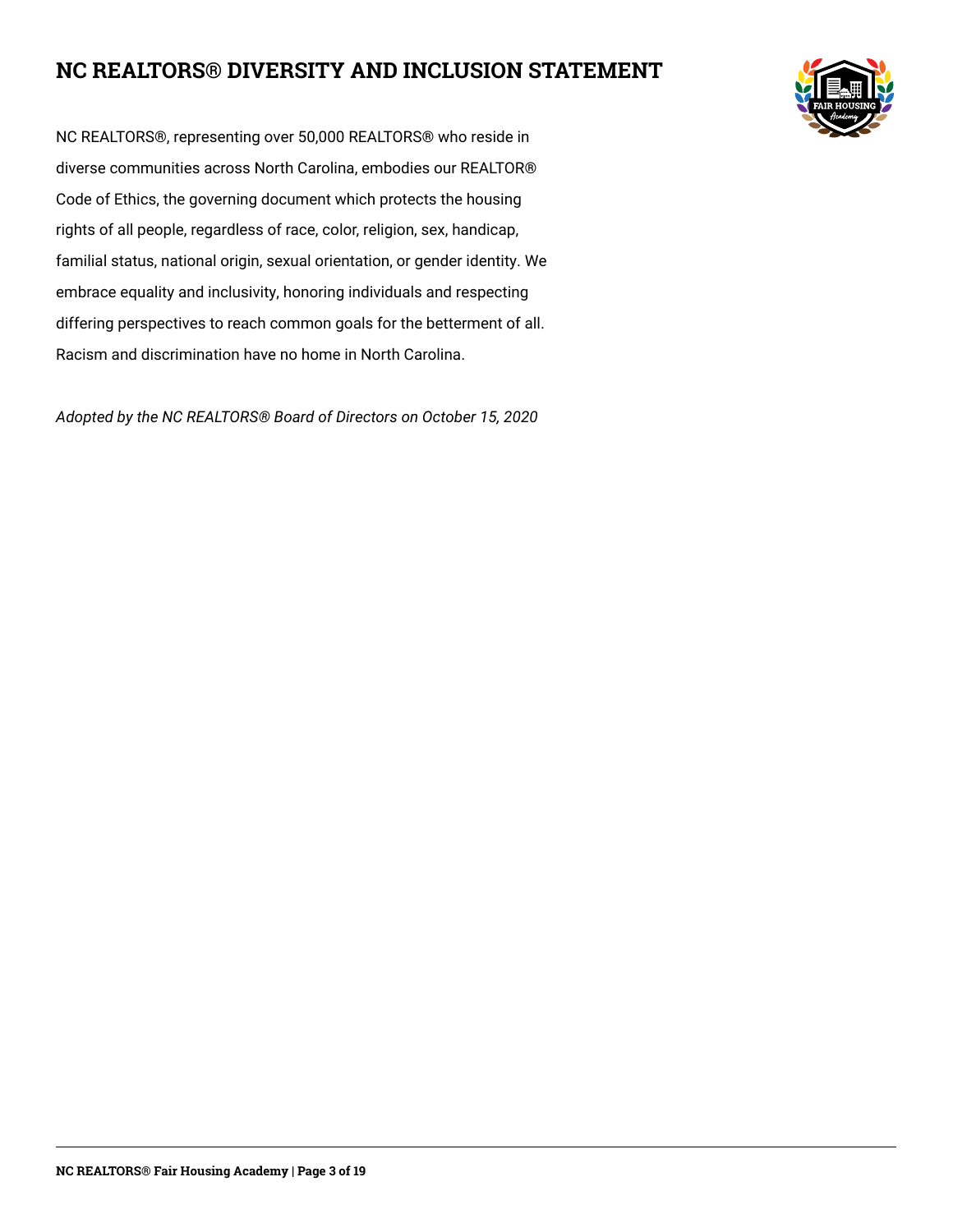# NC REALTORS® DIVERSITY AND INCLUSION STATEMENT

NC REALTORS®, representing over 50,000 REALTORS® who reside in diverse communities across North Carolina, embodies our REALTOR® Code of Ethics, the governing document which protects the housing rights of all people, regardless of race, color, religion, sex, handicap, familial status, national origin, sexual orientation, or gender identity. We embrace equality and inclusivity, honoring individuals and respecting differing perspectives to reach common goals for the betterment of all. Racism and discrimination have no home in North Carolina.

*Adopted by the NC REALTORS® Board of Directors on October 15, 2020*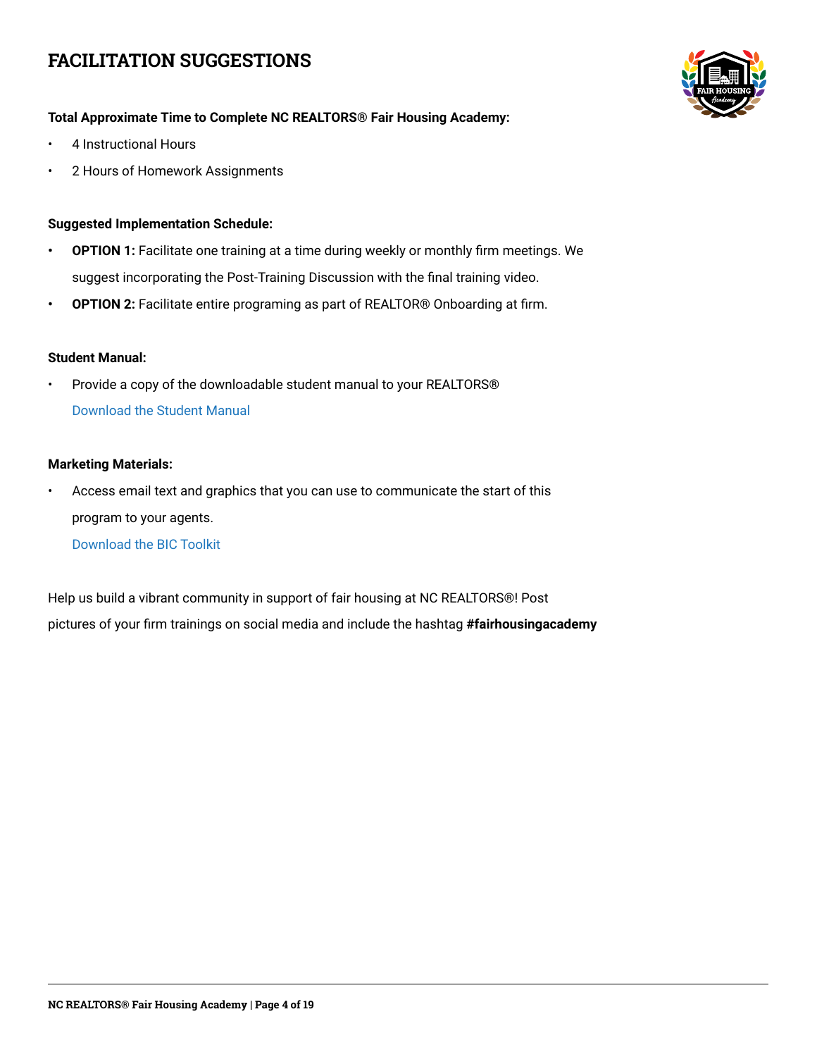# FACILITATION SUGGESTIONS

**Total Approximate Time to Complete NC REALTORS® Fair Housing Academy:**

- 4 Instructional Hours
- 2 Hours of Homework Assignments

**Suggested Implementation Schedule:**

- **OPTION 1:** Facilitate one training at a time during weekly or monthly firm meetings. We suggest incorporating the Post-Training Discussion with the final training video.
- **OPTION 2:** Facilitate entire programing as part of REALTOR® Onboarding at firm.

**Student Manual:**

- Provide a copy of the downloadable student manual to your REALTORS®
  Download the Student Manual

**Marketing Materials:**

- Access email text and graphics that you can use to communicate the start of this program to your agents.
  Download the BIC Toolkit

Help us build a vibrant community in support of fair housing at NC REALTORS®! Post pictures of your firm trainings on social media and include the hashtag **#fairhousingacademy**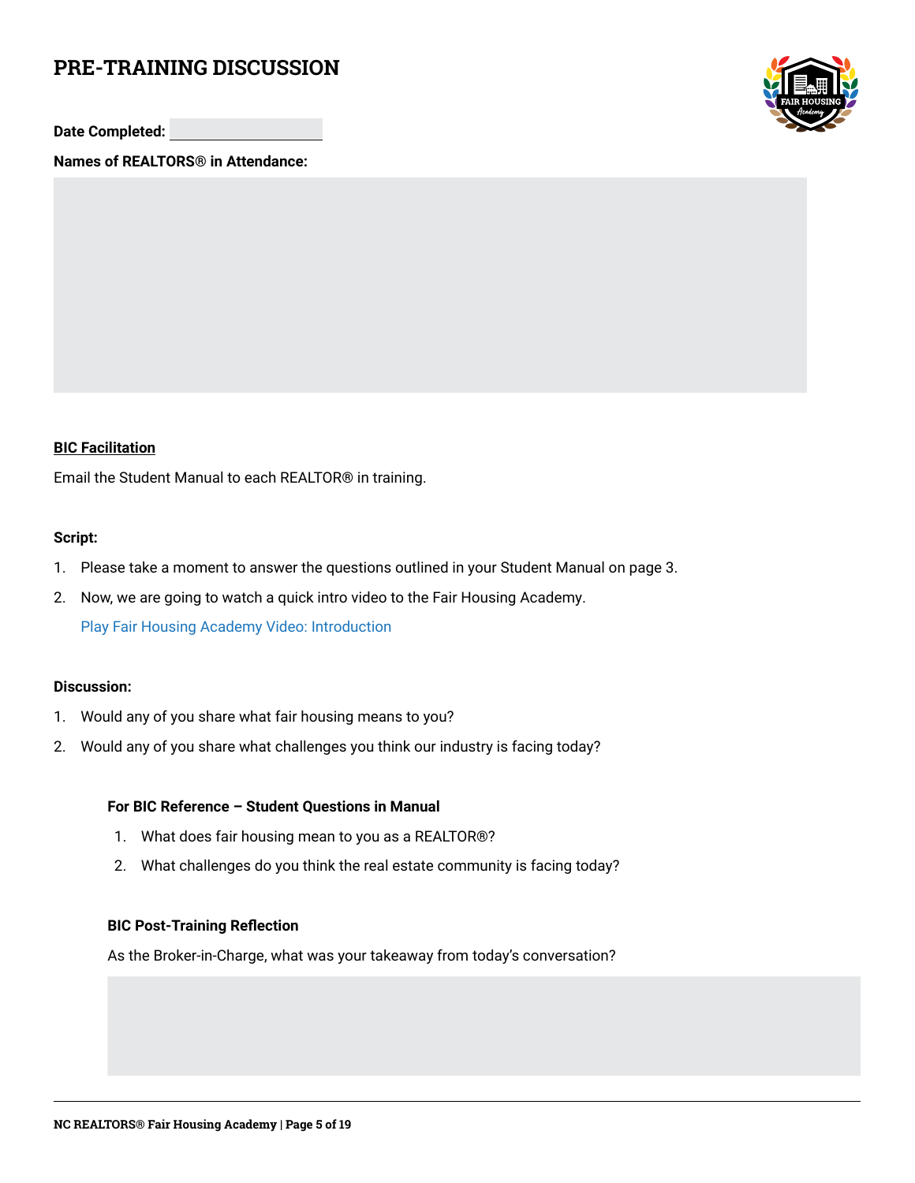# PRE-TRAINING DISCUSSION

**Date Completed:** ____________________

**Names of REALTORS® in Attendance:**

**BIC Facilitation**

Email the Student Manual to each REALTOR® in training.

**Script:**

1. Please take a moment to answer the questions outlined in your Student Manual on page 3.
2. Now, we are going to watch a quick intro video to the Fair Housing Academy.

   Play Fair Housing Academy Video: Introduction

**Discussion:**

1. Would any of you share what fair housing means to you?
2. Would any of you share what challenges you think our industry is facing today?

**For BIC Reference – Student Questions in Manual**

1. What does fair housing mean to you as a REALTOR®?
2. What challenges do you think the real estate community is facing today?

**BIC Post-Training Reflection**

As the Broker-in-Charge, what was your takeaway from today's conversation?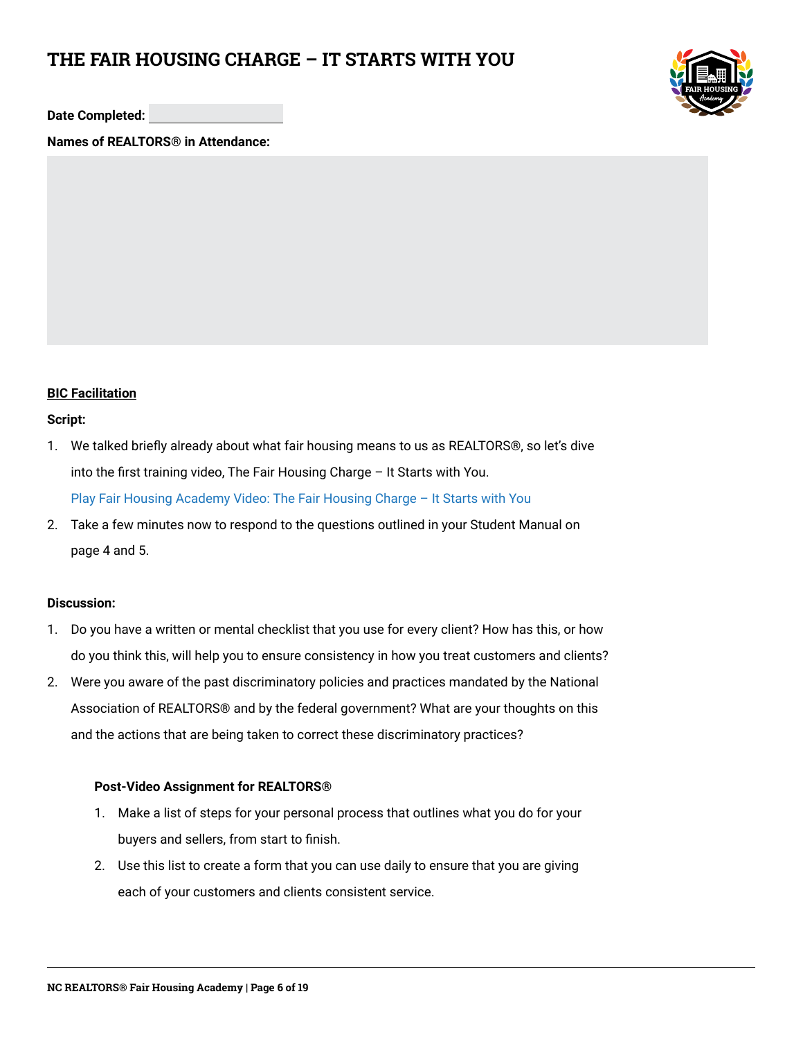# THE FAIR HOUSING CHARGE – IT STARTS WITH YOU

**Date Completed:** ____________________

**Names of REALTORS® in Attendance:**

**<u>BIC Facilitation</u>**

**Script:**

1. We talked briefly already about what fair housing means to us as REALTORS®, so let's dive into the first training video, The Fair Housing Charge – It Starts with You.

   Play Fair Housing Academy Video: The Fair Housing Charge – It Starts with You

2. Take a few minutes now to respond to the questions outlined in your Student Manual on page 4 and 5.

**Discussion:**

1. Do you have a written or mental checklist that you use for every client? How has this, or how do you think this, will help you to ensure consistency in how you treat customers and clients?
2. Were you aware of the past discriminatory policies and practices mandated by the National Association of REALTORS® and by the federal government? What are your thoughts on this and the actions that are being taken to correct these discriminatory practices?

**Post-Video Assignment for REALTORS®**

1. Make a list of steps for your personal process that outlines what you do for your buyers and sellers, from start to finish.
2. Use this list to create a form that you can use daily to ensure that you are giving each of your customers and clients consistent service.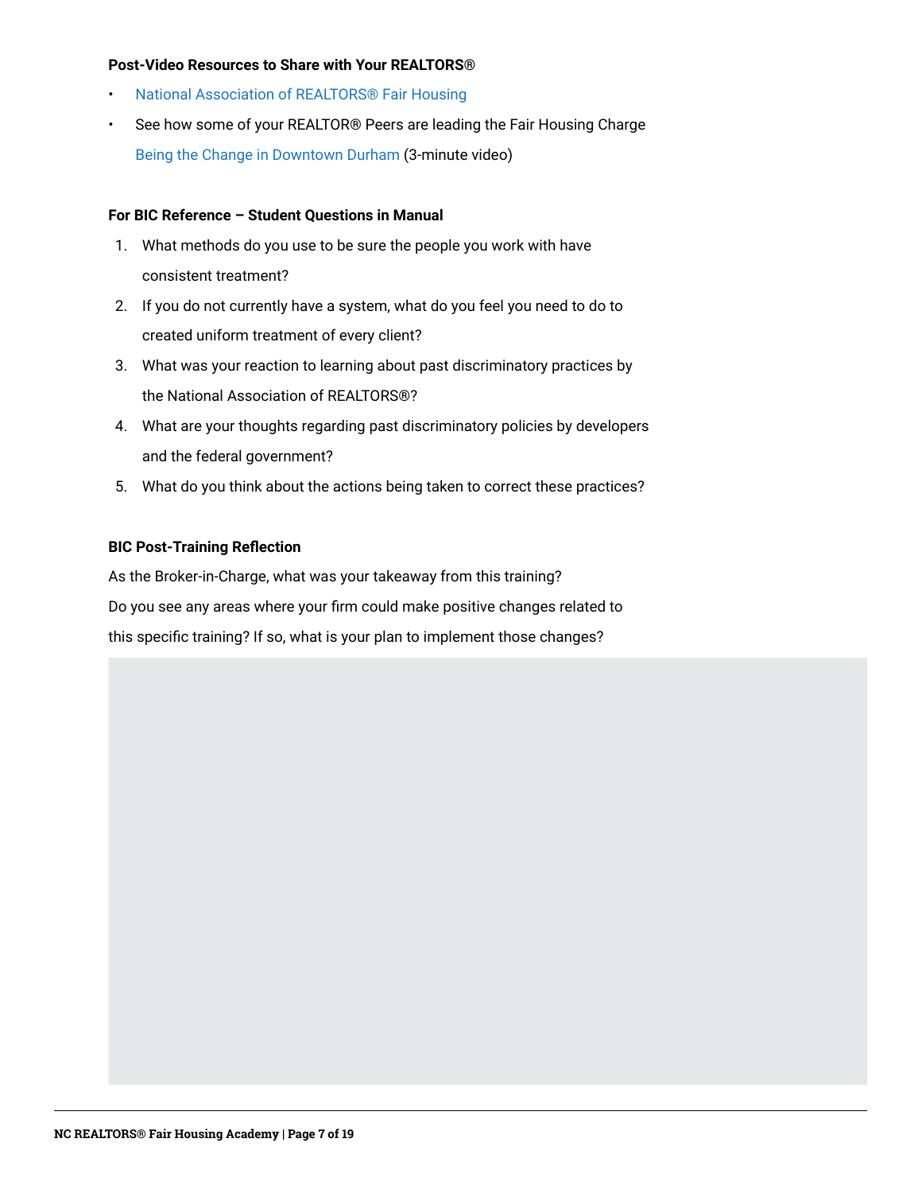**Post-Video Resources to Share with Your REALTORS®**

- National Association of REALTORS® Fair Housing
- See how some of your REALTOR® Peers are leading the Fair Housing Charge
  Being the Change in Downtown Durham (3-minute video)

**For BIC Reference – Student Questions in Manual**

1. What methods do you use to be sure the people you work with have consistent treatment?
2. If you do not currently have a system, what do you feel you need to do to created uniform treatment of every client?
3. What was your reaction to learning about past discriminatory practices by the National Association of REALTORS®?
4. What are your thoughts regarding past discriminatory policies by developers and the federal government?
5. What do you think about the actions being taken to correct these practices?

**BIC Post-Training Reflection**

As the Broker-in-Charge, what was your takeaway from this training?
Do you see any areas where your firm could make positive changes related to this specific training? If so, what is your plan to implement those changes?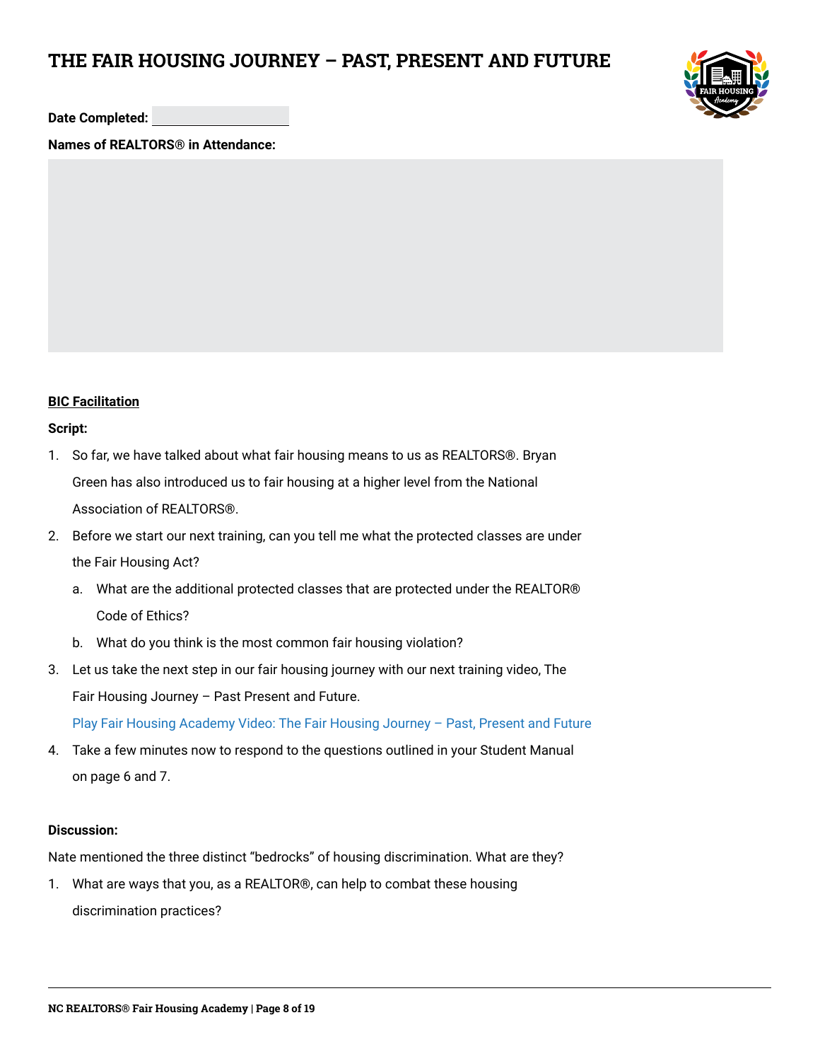# THE FAIR HOUSING JOURNEY – PAST, PRESENT AND FUTURE

**Date Completed:**

**Names of REALTORS® in Attendance:**

**BIC Facilitation**

**Script:**

1. So far, we have talked about what fair housing means to us as REALTORS®. Bryan Green has also introduced us to fair housing at a higher level from the National Association of REALTORS®.
2. Before we start our next training, can you tell me what the protected classes are under the Fair Housing Act?
   a. What are the additional protected classes that are protected under the REALTOR® Code of Ethics?
   b. What do you think is the most common fair housing violation?
3. Let us take the next step in our fair housing journey with our next training video, The Fair Housing Journey – Past Present and Future.

   Play Fair Housing Academy Video: The Fair Housing Journey – Past, Present and Future
4. Take a few minutes now to respond to the questions outlined in your Student Manual on page 6 and 7.

**Discussion:**

Nate mentioned the three distinct "bedrocks" of housing discrimination. What are they?

1. What are ways that you, as a REALTOR®, can help to combat these housing discrimination practices?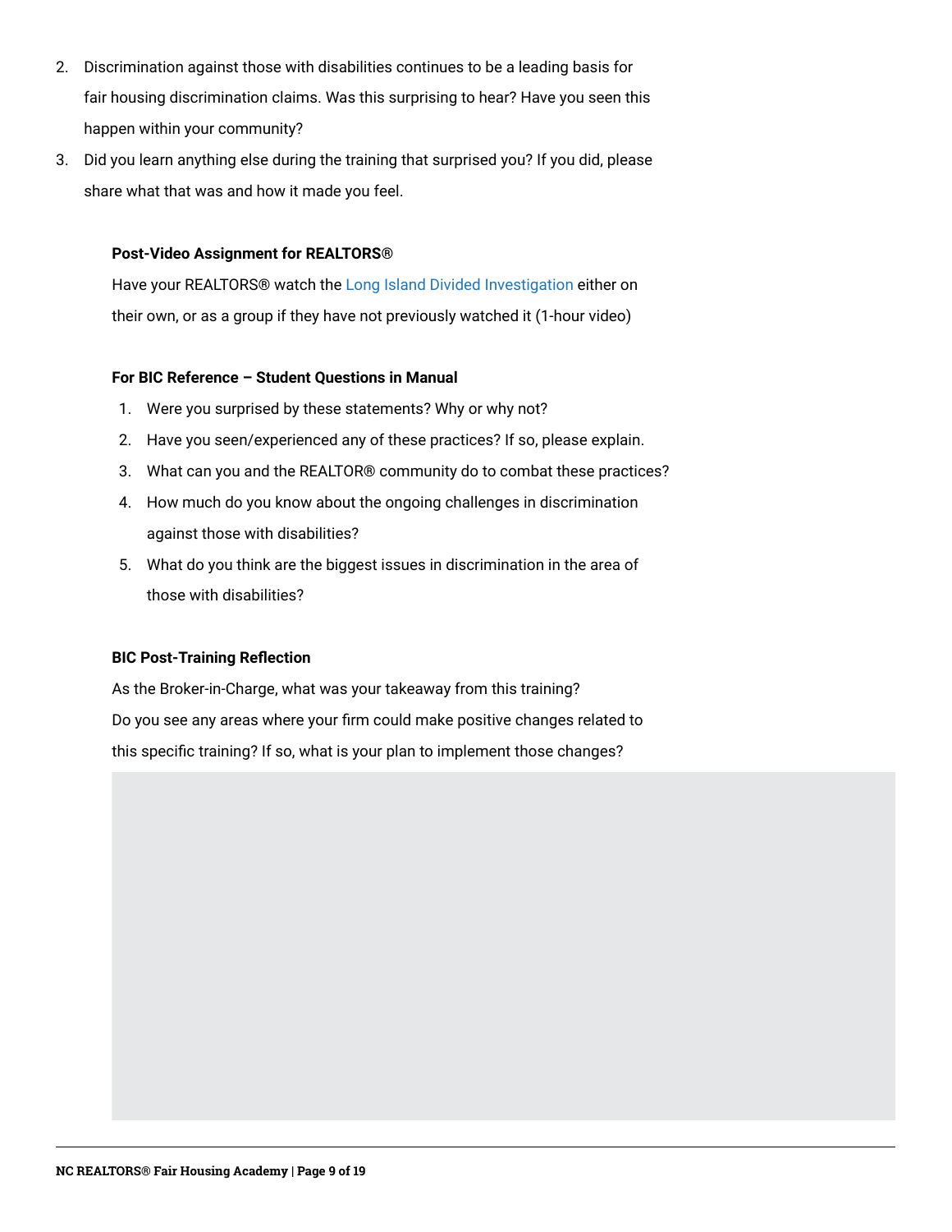2. Discrimination against those with disabilities continues to be a leading basis for fair housing discrimination claims. Was this surprising to hear? Have you seen this happen within your community?
3. Did you learn anything else during the training that surprised you? If you did, please share what that was and how it made you feel.

**Post-Video Assignment for REALTORS®**

Have your REALTORS® watch the Long Island Divided Investigation either on their own, or as a group if they have not previously watched it (1-hour video)

**For BIC Reference – Student Questions in Manual**

1. Were you surprised by these statements? Why or why not?
2. Have you seen/experienced any of these practices? If so, please explain.
3. What can you and the REALTOR® community do to combat these practices?
4. How much do you know about the ongoing challenges in discrimination against those with disabilities?
5. What do you think are the biggest issues in discrimination in the area of those with disabilities?

**BIC Post-Training Reflection**

As the Broker-in-Charge, what was your takeaway from this training?
Do you see any areas where your firm could make positive changes related to this specific training? If so, what is your plan to implement those changes?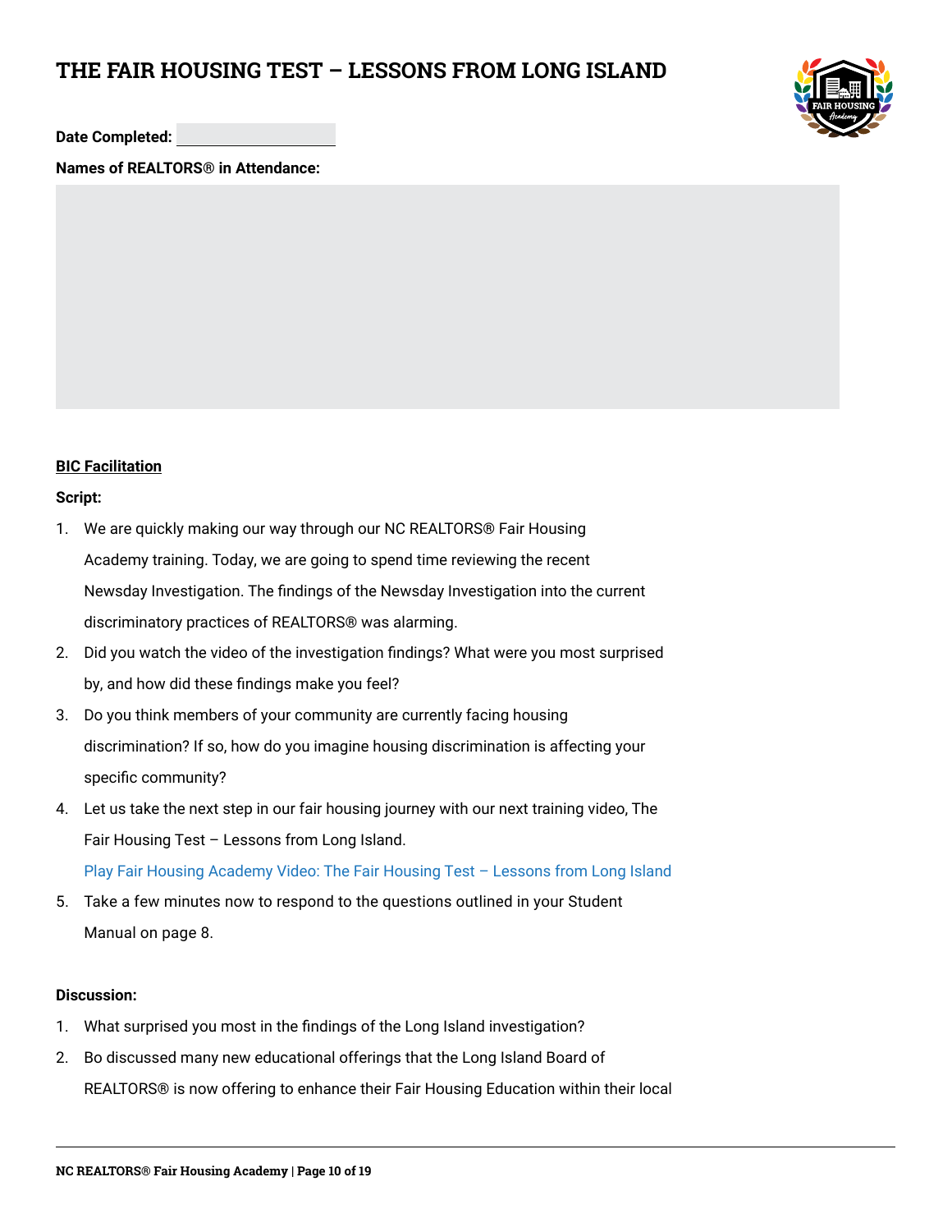# THE FAIR HOUSING TEST – LESSONS FROM LONG ISLAND

**Date Completed:**

**Names of REALTORS® in Attendance:**

**BIC Facilitation**

**Script:**

1. We are quickly making our way through our NC REALTORS® Fair Housing Academy training. Today, we are going to spend time reviewing the recent Newsday Investigation. The findings of the Newsday Investigation into the current discriminatory practices of REALTORS® was alarming.
2. Did you watch the video of the investigation findings? What were you most surprised by, and how did these findings make you feel?
3. Do you think members of your community are currently facing housing discrimination? If so, how do you imagine housing discrimination is affecting your specific community?
4. Let us take the next step in our fair housing journey with our next training video, The Fair Housing Test – Lessons from Long Island.

   Play Fair Housing Academy Video: The Fair Housing Test – Lessons from Long Island
5. Take a few minutes now to respond to the questions outlined in your Student Manual on page 8.

**Discussion:**

1. What surprised you most in the findings of the Long Island investigation?
2. Bo discussed many new educational offerings that the Long Island Board of REALTORS® is now offering to enhance their Fair Housing Education within their local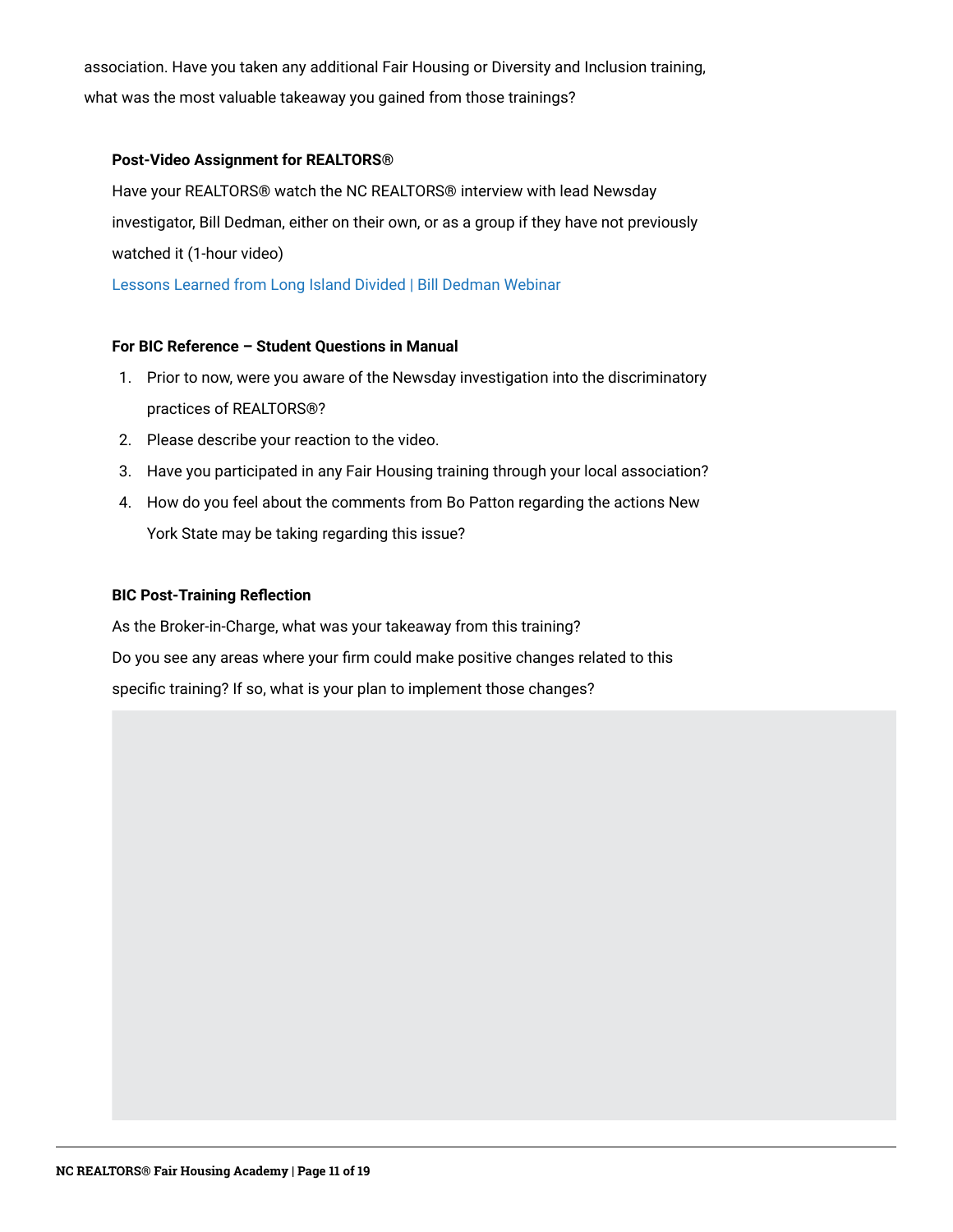association. Have you taken any additional Fair Housing or Diversity and Inclusion training, what was the most valuable takeaway you gained from those trainings?

**Post-Video Assignment for REALTORS®**

Have your REALTORS® watch the NC REALTORS® interview with lead Newsday investigator, Bill Dedman, either on their own, or as a group if they have not previously watched it (1-hour video)

Lessons Learned from Long Island Divided | Bill Dedman Webinar

**For BIC Reference – Student Questions in Manual**

1. Prior to now, were you aware of the Newsday investigation into the discriminatory practices of REALTORS®?
2. Please describe your reaction to the video.
3. Have you participated in any Fair Housing training through your local association?
4. How do you feel about the comments from Bo Patton regarding the actions New York State may be taking regarding this issue?

**BIC Post-Training Reflection**

As the Broker-in-Charge, what was your takeaway from this training?

Do you see any areas where your firm could make positive changes related to this specific training? If so, what is your plan to implement those changes?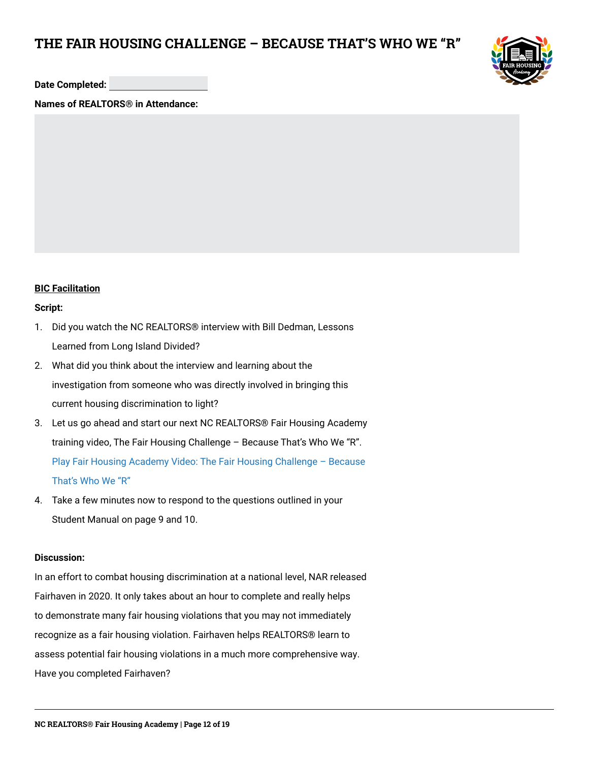# THE FAIR HOUSING CHALLENGE – BECAUSE THAT'S WHO WE "R"

**Date Completed:**

**Names of REALTORS® in Attendance:**

**BIC Facilitation**

**Script:**

1. Did you watch the NC REALTORS® interview with Bill Dedman, Lessons Learned from Long Island Divided?
2. What did you think about the interview and learning about the investigation from someone who was directly involved in bringing this current housing discrimination to light?
3. Let us go ahead and start our next NC REALTORS® Fair Housing Academy training video, The Fair Housing Challenge – Because That's Who We "R". Play Fair Housing Academy Video: The Fair Housing Challenge – Because That's Who We "R"
4. Take a few minutes now to respond to the questions outlined in your Student Manual on page 9 and 10.

**Discussion:**

In an effort to combat housing discrimination at a national level, NAR released Fairhaven in 2020. It only takes about an hour to complete and really helps to demonstrate many fair housing violations that you may not immediately recognize as a fair housing violation. Fairhaven helps REALTORS® learn to assess potential fair housing violations in a much more comprehensive way. Have you completed Fairhaven?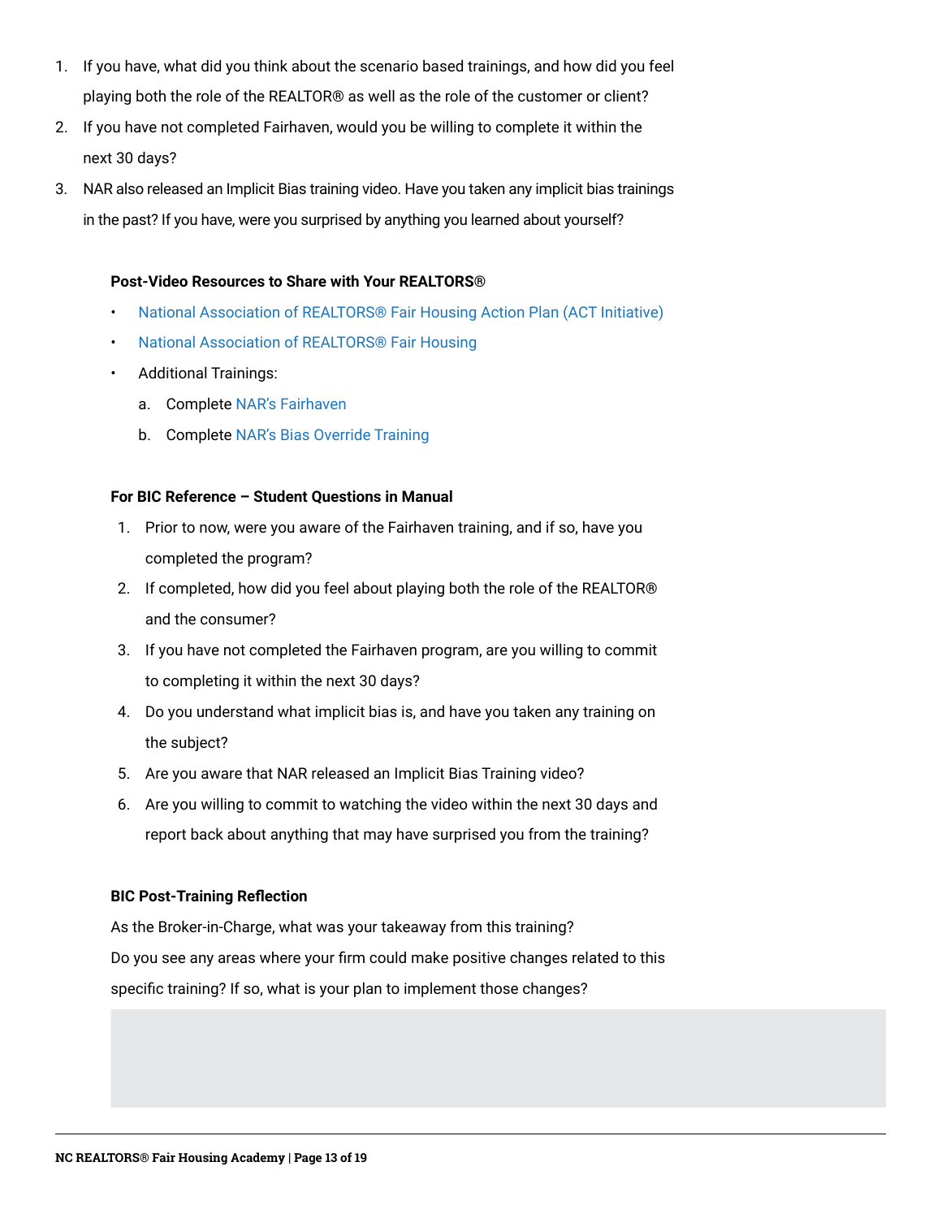1. If you have, what did you think about the scenario based trainings, and how did you feel playing both the role of the REALTOR® as well as the role of the customer or client?
2. If you have not completed Fairhaven, would you be willing to complete it within the next 30 days?
3. NAR also released an Implicit Bias training video. Have you taken any implicit bias trainings in the past? If you have, were you surprised by anything you learned about yourself?

**Post-Video Resources to Share with Your REALTORS®**

- National Association of REALTORS® Fair Housing Action Plan (ACT Initiative)
- National Association of REALTORS® Fair Housing
- Additional Trainings:
  a. Complete NAR's Fairhaven
  b. Complete NAR's Bias Override Training

**For BIC Reference – Student Questions in Manual**

1. Prior to now, were you aware of the Fairhaven training, and if so, have you completed the program?
2. If completed, how did you feel about playing both the role of the REALTOR® and the consumer?
3. If you have not completed the Fairhaven program, are you willing to commit to completing it within the next 30 days?
4. Do you understand what implicit bias is, and have you taken any training on the subject?
5. Are you aware that NAR released an Implicit Bias Training video?
6. Are you willing to commit to watching the video within the next 30 days and report back about anything that may have surprised you from the training?

**BIC Post-Training Reflection**

As the Broker-in-Charge, what was your takeaway from this training?
Do you see any areas where your firm could make positive changes related to this specific training? If so, what is your plan to implement those changes?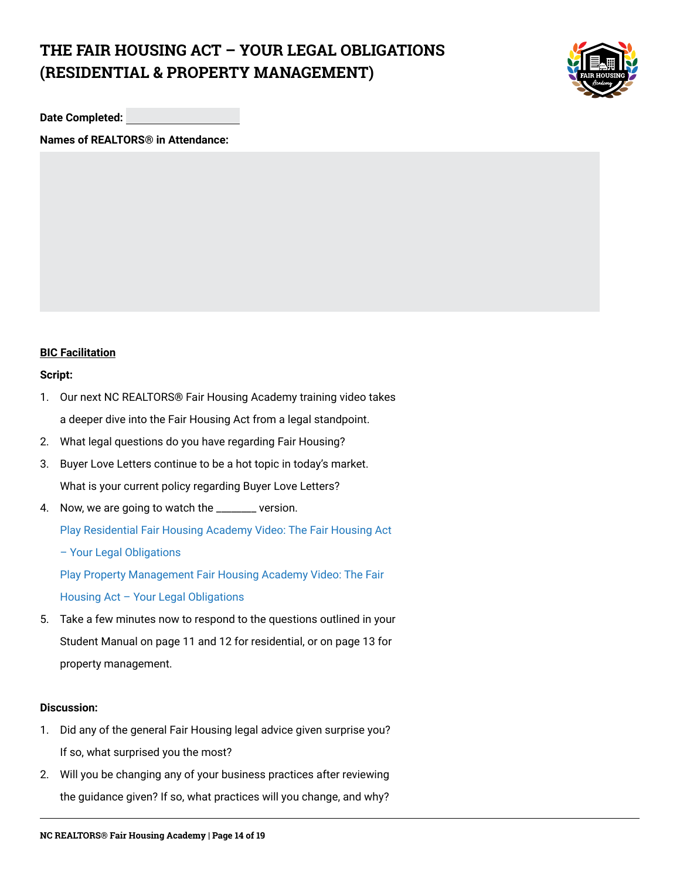# THE FAIR HOUSING ACT – YOUR LEGAL OBLIGATIONS (RESIDENTIAL & PROPERTY MANAGEMENT)

**Date Completed:** ____________________

**Names of REALTORS® in Attendance:**

**BIC Facilitation**

**Script:**

1. Our next NC REALTORS® Fair Housing Academy training video takes a deeper dive into the Fair Housing Act from a legal standpoint.
2. What legal questions do you have regarding Fair Housing?
3. Buyer Love Letters continue to be a hot topic in today's market. What is your current policy regarding Buyer Love Letters?
4. Now, we are going to watch the ________ version.

   Play Residential Fair Housing Academy Video: The Fair Housing Act – Your Legal Obligations

   Play Property Management Fair Housing Academy Video: The Fair Housing Act – Your Legal Obligations
5. Take a few minutes now to respond to the questions outlined in your Student Manual on page 11 and 12 for residential, or on page 13 for property management.

**Discussion:**

1. Did any of the general Fair Housing legal advice given surprise you? If so, what surprised you the most?
2. Will you be changing any of your business practices after reviewing the guidance given? If so, what practices will you change, and why?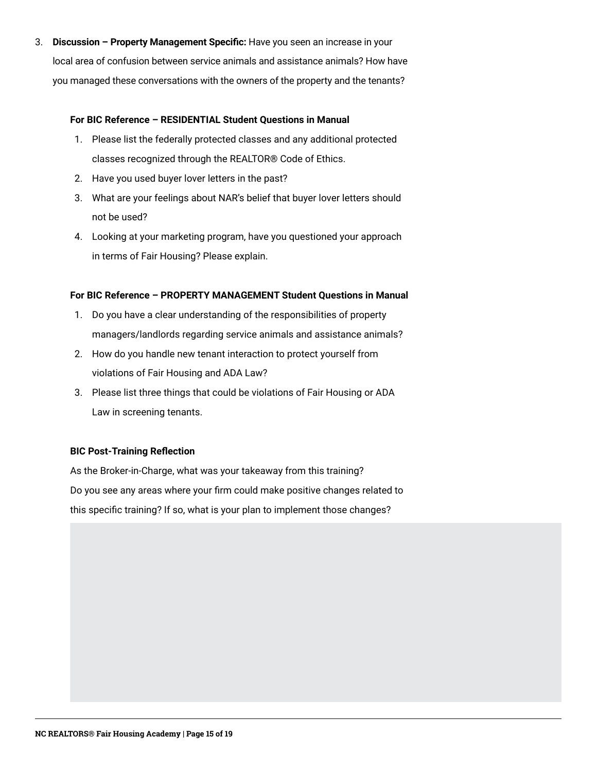3. **Discussion – Property Management Specific:** Have you seen an increase in your local area of confusion between service animals and assistance animals? How have you managed these conversations with the owners of the property and the tenants?

**For BIC Reference – RESIDENTIAL Student Questions in Manual**

1. Please list the federally protected classes and any additional protected classes recognized through the REALTOR® Code of Ethics.
2. Have you used buyer lover letters in the past?
3. What are your feelings about NAR's belief that buyer lover letters should not be used?
4. Looking at your marketing program, have you questioned your approach in terms of Fair Housing? Please explain.

**For BIC Reference – PROPERTY MANAGEMENT Student Questions in Manual**

1. Do you have a clear understanding of the responsibilities of property managers/landlords regarding service animals and assistance animals?
2. How do you handle new tenant interaction to protect yourself from violations of Fair Housing and ADA Law?
3. Please list three things that could be violations of Fair Housing or ADA Law in screening tenants.

**BIC Post-Training Reflection**

As the Broker-in-Charge, what was your takeaway from this training?
Do you see any areas where your firm could make positive changes related to this specific training? If so, what is your plan to implement those changes?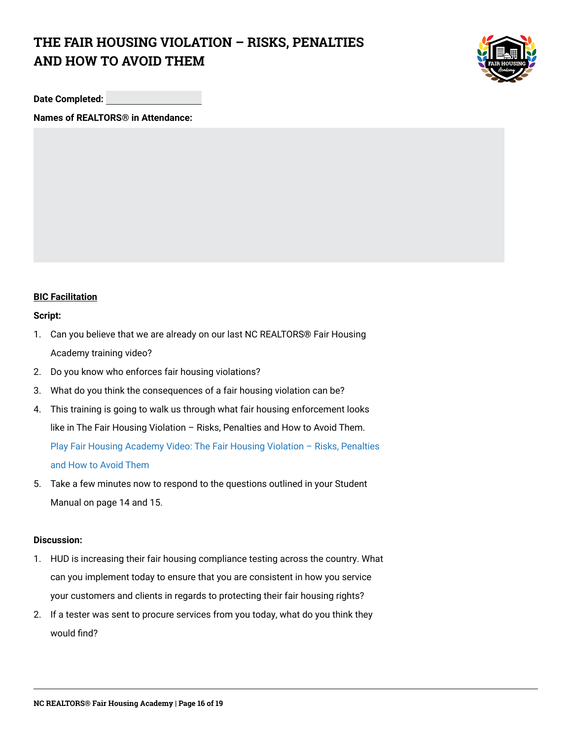# THE FAIR HOUSING VIOLATION – RISKS, PENALTIES AND HOW TO AVOID THEM

**Date Completed:**

**Names of REALTORS® in Attendance:**

**BIC Facilitation**

**Script:**

1. Can you believe that we are already on our last NC REALTORS® Fair Housing Academy training video?
2. Do you know who enforces fair housing violations?
3. What do you think the consequences of a fair housing violation can be?
4. This training is going to walk us through what fair housing enforcement looks like in The Fair Housing Violation – Risks, Penalties and How to Avoid Them.
   Play Fair Housing Academy Video: The Fair Housing Violation – Risks, Penalties and How to Avoid Them
5. Take a few minutes now to respond to the questions outlined in your Student Manual on page 14 and 15.

**Discussion:**

1. HUD is increasing their fair housing compliance testing across the country. What can you implement today to ensure that you are consistent in how you service your customers and clients in regards to protecting their fair housing rights?
2. If a tester was sent to procure services from you today, what do you think they would find?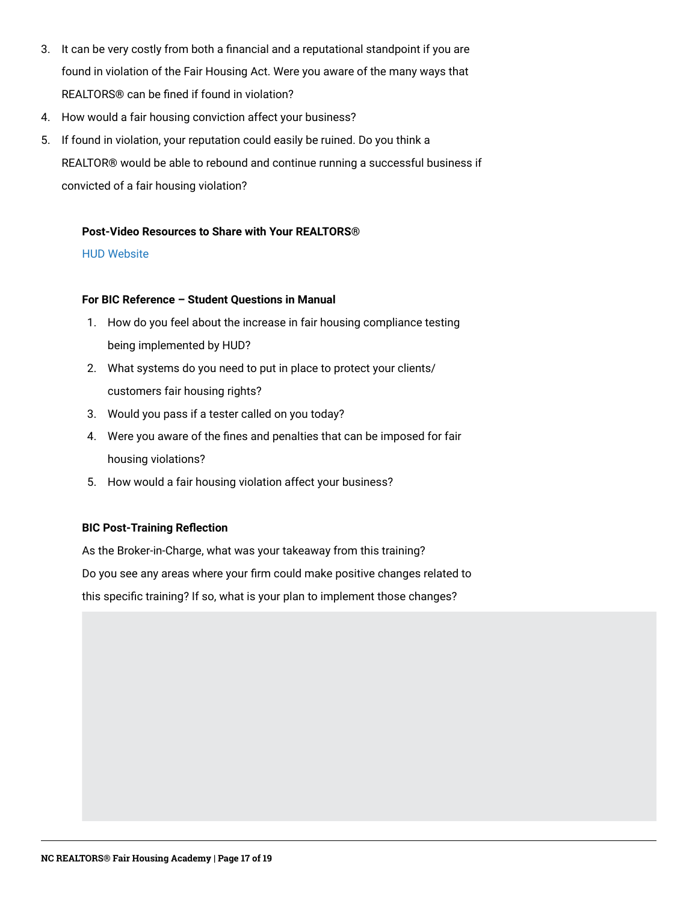3. It can be very costly from both a financial and a reputational standpoint if you are found in violation of the Fair Housing Act. Were you aware of the many ways that REALTORS® can be fined if found in violation?
4. How would a fair housing conviction affect your business?
5. If found in violation, your reputation could easily be ruined. Do you think a REALTOR® would be able to rebound and continue running a successful business if convicted of a fair housing violation?

**Post-Video Resources to Share with Your REALTORS®**

HUD Website

**For BIC Reference – Student Questions in Manual**

1. How do you feel about the increase in fair housing compliance testing being implemented by HUD?
2. What systems do you need to put in place to protect your clients/customers fair housing rights?
3. Would you pass if a tester called on you today?
4. Were you aware of the fines and penalties that can be imposed for fair housing violations?
5. How would a fair housing violation affect your business?

**BIC Post-Training Reflection**

As the Broker-in-Charge, what was your takeaway from this training?

Do you see any areas where your firm could make positive changes related to this specific training? If so, what is your plan to implement those changes?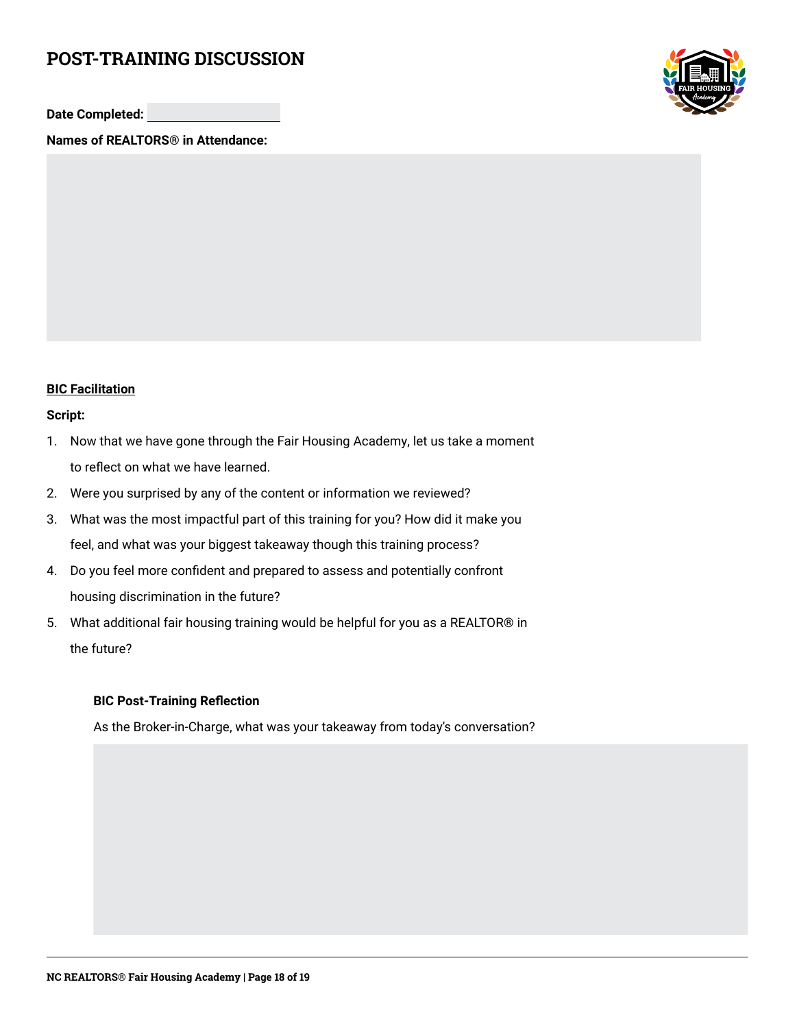# POST-TRAINING DISCUSSION

**Date Completed:**

**Names of REALTORS® in Attendance:**

**BIC Facilitation**

**Script:**

1. Now that we have gone through the Fair Housing Academy, let us take a moment to reflect on what we have learned.
2. Were you surprised by any of the content or information we reviewed?
3. What was the most impactful part of this training for you? How did it make you feel, and what was your biggest takeaway though this training process?
4. Do you feel more confident and prepared to assess and potentially confront housing discrimination in the future?
5. What additional fair housing training would be helpful for you as a REALTOR® in the future?

**BIC Post-Training Reflection**

As the Broker-in-Charge, what was your takeaway from today's conversation?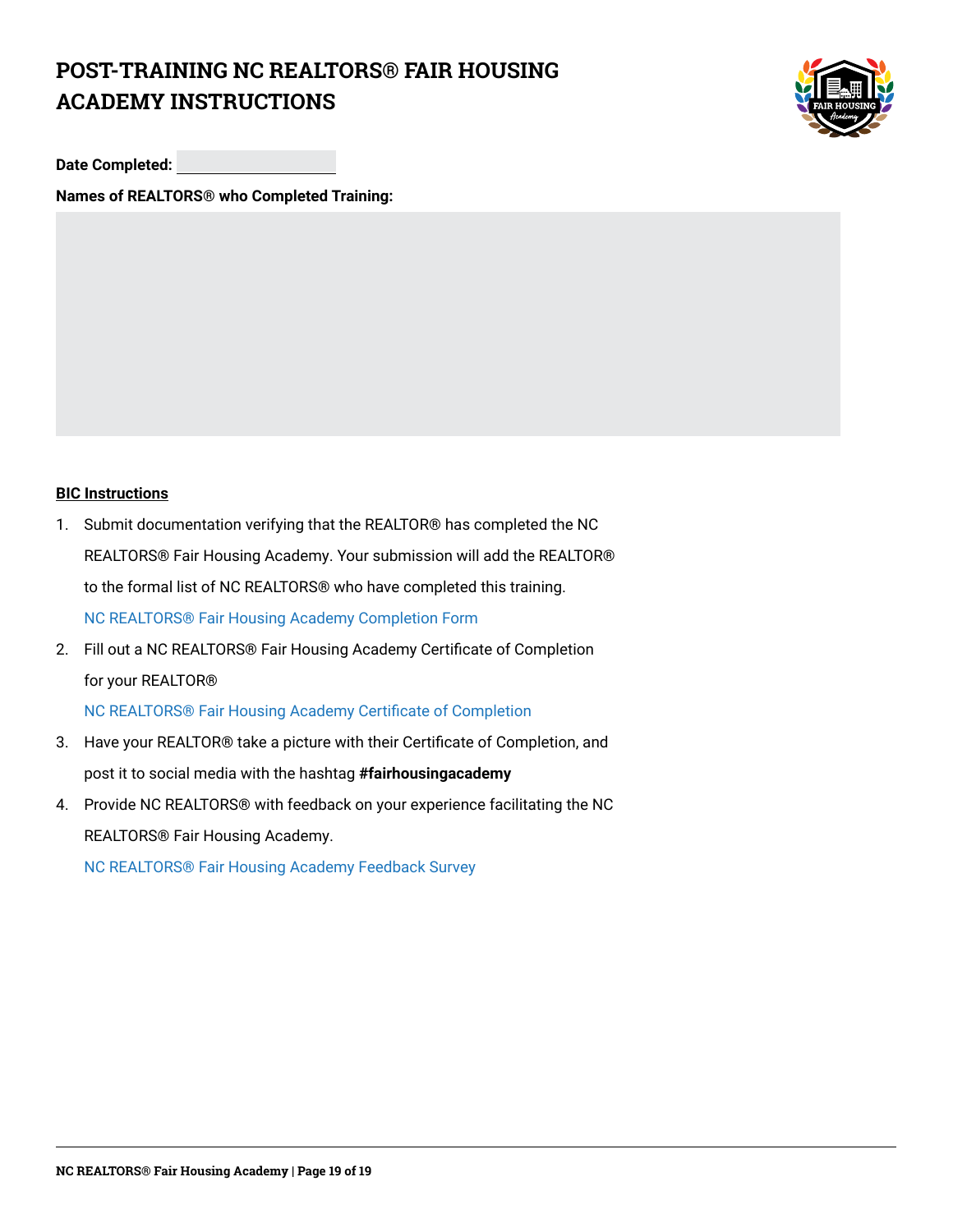# POST-TRAINING NC REALTORS® FAIR HOUSING ACADEMY INSTRUCTIONS

**Date Completed:** 

**Names of REALTORS® who Completed Training:**

**BIC Instructions**

1. Submit documentation verifying that the REALTOR® has completed the NC REALTORS® Fair Housing Academy. Your submission will add the REALTOR® to the formal list of NC REALTORS® who have completed this training.
   NC REALTORS® Fair Housing Academy Completion Form
2. Fill out a NC REALTORS® Fair Housing Academy Certificate of Completion for your REALTOR®
   NC REALTORS® Fair Housing Academy Certificate of Completion
3. Have your REALTOR® take a picture with their Certificate of Completion, and post it to social media with the hashtag **#fairhousingacademy**
4. Provide NC REALTORS® with feedback on your experience facilitating the NC REALTORS® Fair Housing Academy.
   NC REALTORS® Fair Housing Academy Feedback Survey